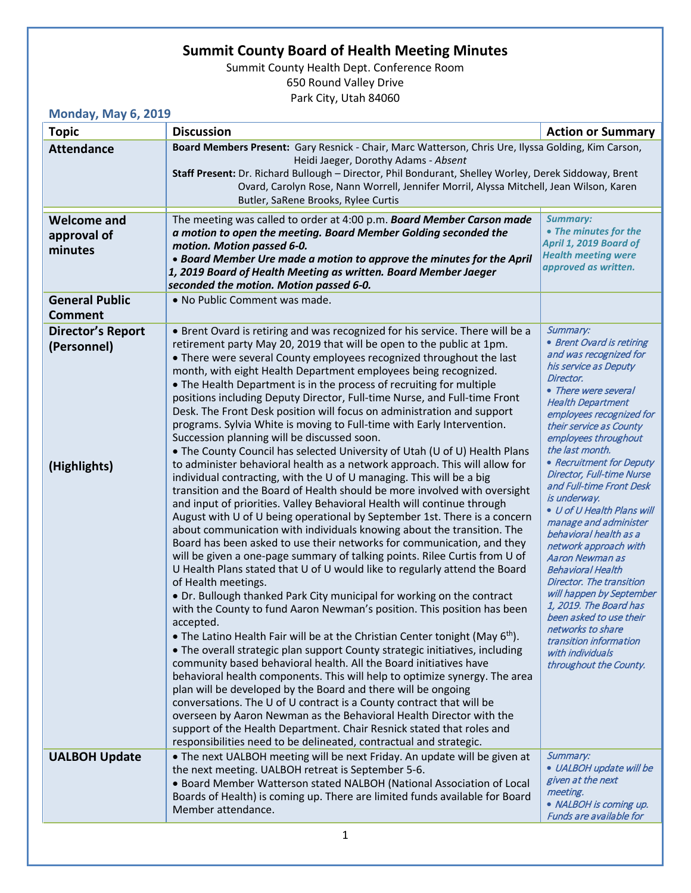# Summit County Board of Health Meeting Minutes

Summit County Health Dept. Conference Room
650 Round Valley Drive
Park City, Utah 84060

**Monday, May 6, 2019**

| Topic | Discussion | Action or Summary |
|---|---|---|
| **Attendance** | **Board Members Present:** Gary Resnick - Chair, Marc Watterson, Chris Ure, Ilyssa Golding, Kim Carson, Heidi Jaeger, Dorothy Adams - *Absent*<br>**Staff Present:** Dr. Richard Bullough – Director, Phil Bondurant, Shelley Worley, Derek Siddoway, Brent Ovard, Carolyn Rose, Nann Worrell, Jennifer Morril, Alyssa Mitchell, Jean Wilson, Karen Butler, SaRene Brooks, Rylee Curtis | |
| **Welcome and approval of minutes** | The meeting was called to order at 4:00 p.m. ***Board Member Carson made a motion to open the meeting. Board Member Golding seconded the motion. Motion passed 6-0.***<br>• ***Board Member Ure made a motion to approve the minutes for the April 1, 2019 Board of Health Meeting as written. Board Member Jaeger seconded the motion. Motion passed 6-0.*** | ***Summary:***<br>• ***The minutes for the April 1, 2019 Board of Health meeting were approved as written.*** |
| **General Public Comment** | • No Public Comment was made. | |
| **Director's Report (Personnel)**<br><br>**(Highlights)** | • Brent Ovard is retiring and was recognized for his service. There will be a retirement party May 20, 2019 that will be open to the public at 1pm.<br>• There were several County employees recognized throughout the last month, with eight Health Department employees being recognized.<br>• The Health Department is in the process of recruiting for multiple positions including Deputy Director, Full-time Nurse, and Full-time Front Desk. The Front Desk position will focus on administration and support programs. Sylvia White is moving to Full-time with Early Intervention. Succession planning will be discussed soon.<br>• The County Council has selected University of Utah (U of U) Health Plans to administer behavioral health as a network approach. This will allow for individual contracting, with the U of U managing. This will be a big transition and the Board of Health should be more involved with oversight and input of priorities. Valley Behavioral Health will continue through August with U of U being operational by September 1st. There is a concern about communication with individuals knowing about the transition. The Board has been asked to use their networks for communication, and they will be given a one-page summary of talking points. Rilee Curtis from U of U Health Plans stated that U of U would like to regularly attend the Board of Health meetings.<br>• Dr. Bullough thanked Park City municipal for working on the contract with the County to fund Aaron Newman's position. This position has been accepted.<br>• The Latino Health Fair will be at the Christian Center tonight (May 6th).<br>• The overall strategic plan support County strategic initiatives, including community based behavioral health. All the Board initiatives have behavioral health components. This will help to optimize synergy. The area plan will be developed by the Board and there will be ongoing conversations. The U of U contract is a County contract that will be overseen by Aaron Newman as the Behavioral Health Director with the support of the Health Department. Chair Resnick stated that roles and responsibilities need to be delineated, contractual and strategic. | *Summary:*<br>• *Brent Ovard is retiring and was recognized for his service as Deputy Director.*<br>• *There were several Health Department employees recognized for their service as County employees throughout the last month.*<br>• *Recruitment for Deputy Director, Full-time Nurse and Full-time Front Desk is underway.*<br>• *U of U Health Plans will manage and administer behavioral health as a network approach with Aaron Newman as Behavioral Health Director. The transition will happen by September 1, 2019. The Board has been asked to use their networks to share transition information with individuals throughout the County.* |
| **UALBOH Update** | • The next UALBOH meeting will be next Friday. An update will be given at the next meeting. UALBOH retreat is September 5-6.<br>• Board Member Watterson stated NALBOH (National Association of Local Boards of Health) is coming up. There are limited funds available for Board Member attendance. | *Summary:*<br>• *UALBOH update will be given at the next meeting.*<br>• *NALBOH is coming up. Funds are available for* |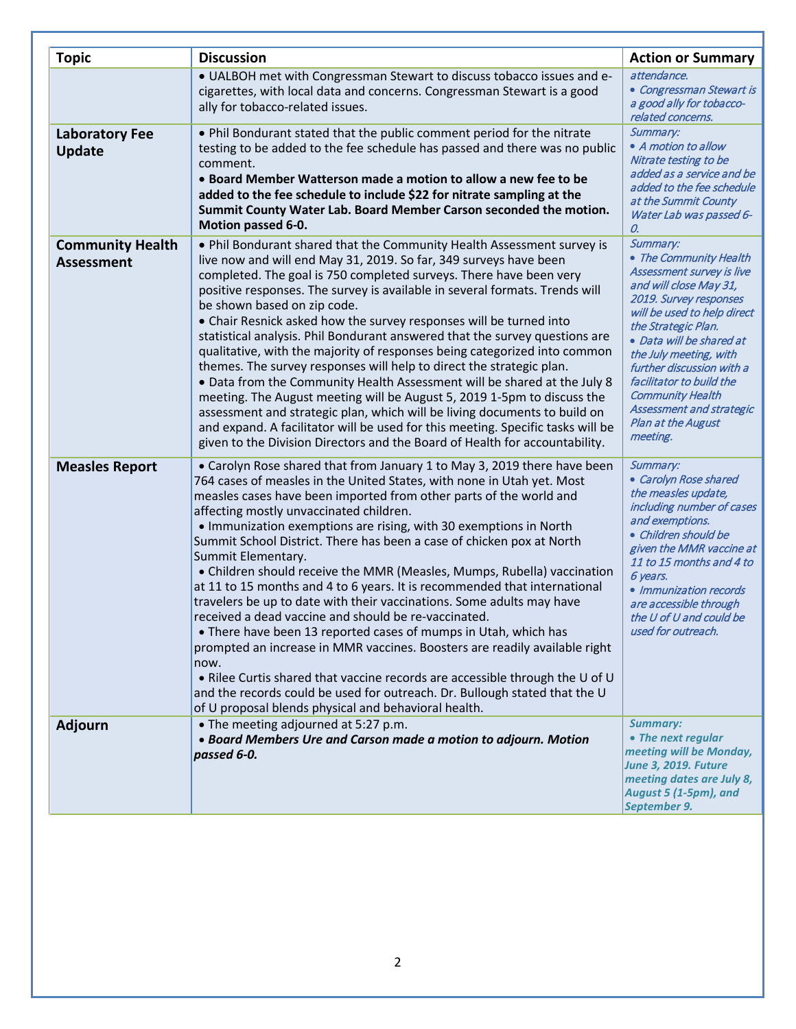| Topic | Discussion | Action or Summary |
|---|---|---|
| | • UALBOH met with Congressman Stewart to discuss tobacco issues and e-cigarettes, with local data and concerns. Congressman Stewart is a good ally for tobacco-related issues. | *attendance.* <br> *• Congressman Stewart is a good ally for tobacco-related concerns.* |
| **Laboratory Fee Update** | • Phil Bondurant stated that the public comment period for the nitrate testing to be added to the fee schedule has passed and there was no public comment. <br> **• Board Member Watterson made a motion to allow a new fee to be added to the fee schedule to include $22 for nitrate sampling at the Summit County Water Lab. Board Member Carson seconded the motion. Motion passed 6-0.** | *Summary:* <br> *• A motion to allow Nitrate testing to be added as a service and be added to the fee schedule at the Summit County Water Lab was passed 6-0.* |
| **Community Health Assessment** | • Phil Bondurant shared that the Community Health Assessment survey is live now and will end May 31, 2019. So far, 349 surveys have been completed. The goal is 750 completed surveys. There have been very positive responses. The survey is available in several formats. Trends will be shown based on zip code. <br> • Chair Resnick asked how the survey responses will be turned into statistical analysis. Phil Bondurant answered that the survey questions are qualitative, with the majority of responses being categorized into common themes. The survey responses will help to direct the strategic plan. <br> • Data from the Community Health Assessment will be shared at the July 8 meeting. The August meeting will be August 5, 2019 1-5pm to discuss the assessment and strategic plan, which will be living documents to build on and expand. A facilitator will be used for this meeting. Specific tasks will be given to the Division Directors and the Board of Health for accountability. | *Summary:* <br> *• The Community Health Assessment survey is live and will close May 31, 2019. Survey responses will be used to help direct the Strategic Plan.* <br> *• Data will be shared at the July meeting, with further discussion with a facilitator to build the Community Health Assessment and strategic Plan at the August meeting.* |
| **Measles Report** | • Carolyn Rose shared that from January 1 to May 3, 2019 there have been 764 cases of measles in the United States, with none in Utah yet. Most measles cases have been imported from other parts of the world and affecting mostly unvaccinated children. <br> • Immunization exemptions are rising, with 30 exemptions in North Summit School District. There has been a case of chicken pox at North Summit Elementary. <br> • Children should receive the MMR (Measles, Mumps, Rubella) vaccination at 11 to 15 months and 4 to 6 years. It is recommended that international travelers be up to date with their vaccinations. Some adults may have received a dead vaccine and should be re-vaccinated. <br> • There have been 13 reported cases of mumps in Utah, which has prompted an increase in MMR vaccines. Boosters are readily available right now. <br> • Rilee Curtis shared that vaccine records are accessible through the U of U and the records could be used for outreach. Dr. Bullough stated that the U of U proposal blends physical and behavioral health. | *Summary:* <br> *• Carolyn Rose shared the measles update, including number of cases and exemptions.* <br> *• Children should be given the MMR vaccine at 11 to 15 months and 4 to 6 years.* <br> *• Immunization records are accessible through the U of U and could be used for outreach.* |
| **Adjourn** | • The meeting adjourned at 5:27 p.m. <br> ***• Board Members Ure and Carson made a motion to adjourn. Motion passed 6-0.*** | ***Summary:*** <br> ***• The next regular meeting will be Monday, June 3, 2019. Future meeting dates are July 8, August 5 (1-5pm), and September 9.*** |